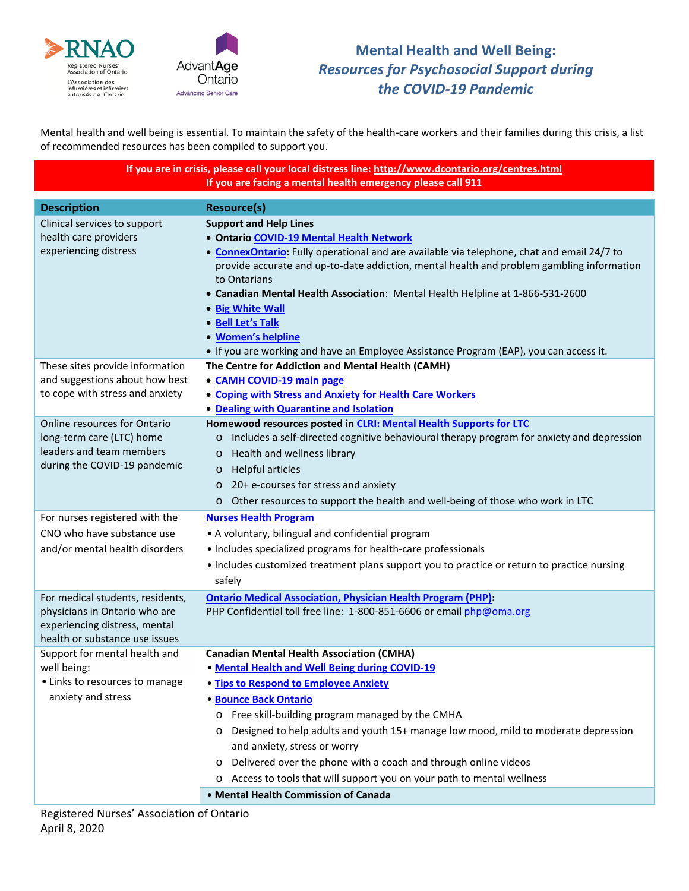# Mental Health and Well Being: *Resources for Psychosocial Support during the COVID-19 Pandemic*

Mental health and well being is essential. To maintain the safety of the health-care workers and their families during this crisis, a list of recommended resources has been compiled to support you.

**If you are in crisis, please call your local distress line: http://www.dcontario.org/centres.html**
**If you are facing a mental health emergency please call 911**

| Description | Resource(s) |
|---|---|
| Clinical services to support health care providers experiencing distress | **Support and Help Lines**<br>• **Ontario COVID-19 Mental Health Network**<br>• **ConnexOntario**: Fully operational and are available via telephone, chat and email 24/7 to provide accurate and up-to-date addiction, mental health and problem gambling information to Ontarians<br>• **Canadian Mental Health Association**: Mental Health Helpline at 1-866-531-2600<br>• **Big White Wall**<br>• **Bell Let's Talk**<br>• **Women's helpline**<br>• If you are working and have an Employee Assistance Program (EAP), you can access it. |
| These sites provide information and suggestions about how best to cope with stress and anxiety | **The Centre for Addiction and Mental Health (CAMH)**<br>• **CAMH COVID-19 main page**<br>• **Coping with Stress and Anxiety for Health Care Workers**<br>• **Dealing with Quarantine and Isolation** |
| Online resources for Ontario long-term care (LTC) home leaders and team members during the COVID-19 pandemic | **Homewood resources posted in CLRI: Mental Health Supports for LTC**<br>o Includes a self-directed cognitive behavioural therapy program for anxiety and depression<br>o Health and wellness library<br>o Helpful articles<br>o 20+ e-courses for stress and anxiety<br>o Other resources to support the health and well-being of those who work in LTC |
| For nurses registered with the CNO who have substance use and/or mental health disorders | **Nurses Health Program**<br>• A voluntary, bilingual and confidential program<br>• Includes specialized programs for health-care professionals<br>• Includes customized treatment plans support you to practice or return to practice nursing safely |
| For medical students, residents, physicians in Ontario who are experiencing distress, mental health or substance use issues | **Ontario Medical Association, Physician Health Program (PHP):**<br>PHP Confidential toll free line: 1-800-851-6606 or email php@oma.org |
| Support for mental health and well being:<br>• Links to resources to manage anxiety and stress | **Canadian Mental Health Association (CMHA)**<br>• **Mental Health and Well Being during COVID-19**<br>• **Tips to Respond to Employee Anxiety**<br>• **Bounce Back Ontario**<br>o Free skill-building program managed by the CMHA<br>o Designed to help adults and youth 15+ manage low mood, mild to moderate depression and anxiety, stress or worry<br>o Delivered over the phone with a coach and through online videos<br>o Access to tools that will support you on your path to mental wellness<br>• **Mental Health Commission of Canada** |

Registered Nurses' Association of Ontario
April 8, 2020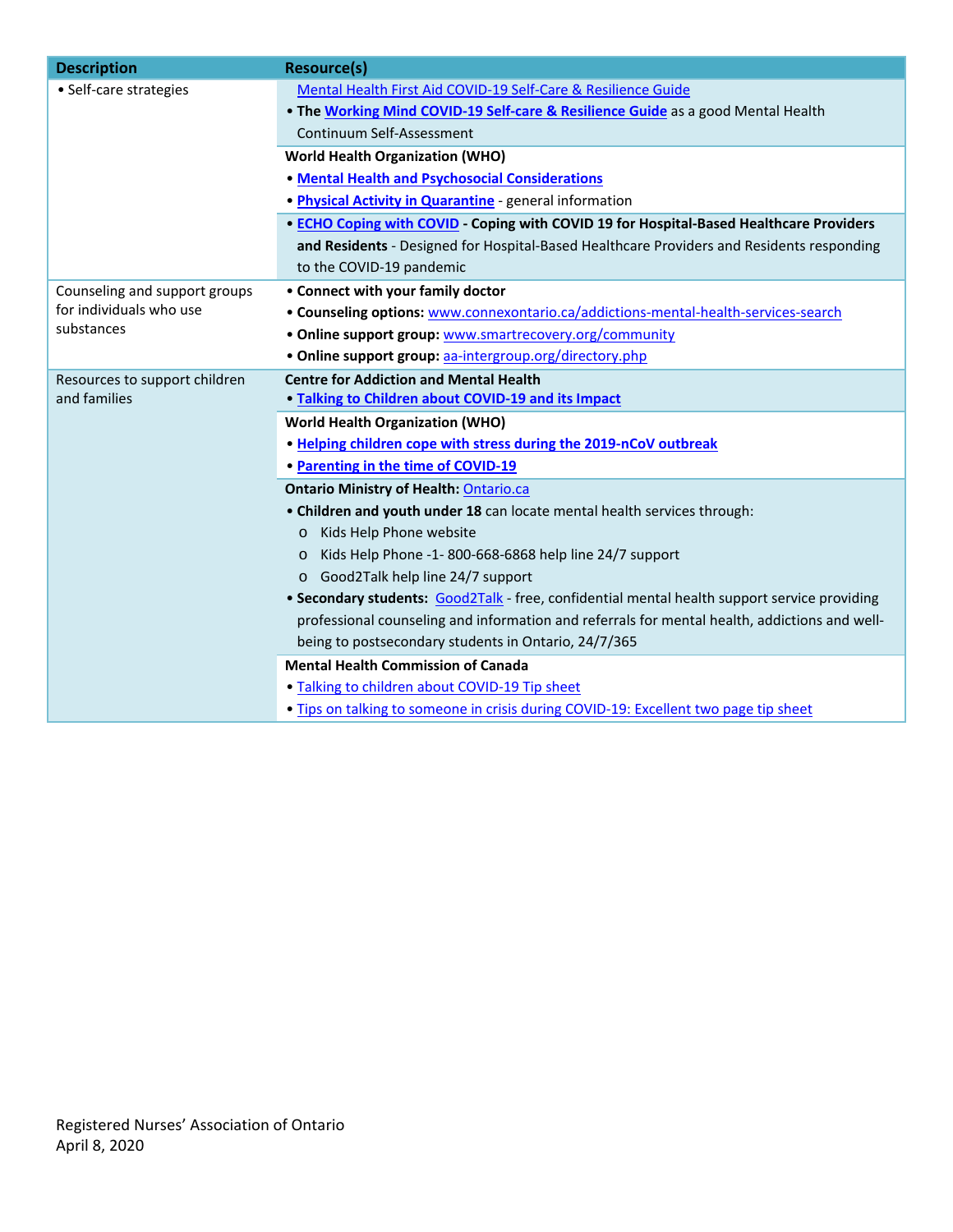| Description | Resource(s) |
|---|---|
| • Self-care strategies | Mental Health First Aid COVID-19 Self-Care & Resilience Guide<br>• **The Working Mind COVID-19 Self-care & Resilience Guide** as a good Mental Health Continuum Self-Assessment |
| | **World Health Organization (WHO)**<br>• **Mental Health and Psychosocial Considerations**<br>• **Physical Activity in Quarantine** - general information |
| | • **ECHO Coping with COVID - Coping with COVID 19 for Hospital-Based Healthcare Providers and Residents** - Designed for Hospital-Based Healthcare Providers and Residents responding to the COVID-19 pandemic |
| Counseling and support groups for individuals who use substances | • **Connect with your family doctor**<br>• **Counseling options:** www.connexontario.ca/addictions-mental-health-services-search<br>• **Online support group:** www.smartrecovery.org/community<br>• **Online support group:** aa-intergroup.org/directory.php |
| Resources to support children and families | **Centre for Addiction and Mental Health**<br>• **Talking to Children about COVID-19 and its Impact** |
| | **World Health Organization (WHO)**<br>• **Helping children cope with stress during the 2019-nCoV outbreak**<br>• **Parenting in the time of COVID-19** |
| | **Ontario Ministry of Health:** Ontario.ca<br>• **Children and youth under 18** can locate mental health services through:<br>o Kids Help Phone website<br>o Kids Help Phone -1- 800-668-6868 help line 24/7 support<br>o Good2Talk help line 24/7 support<br>• **Secondary students:** Good2Talk - free, confidential mental health support service providing professional counseling and information and referrals for mental health, addictions and well-being to postsecondary students in Ontario, 24/7/365 |
| | **Mental Health Commission of Canada**<br>• Talking to children about COVID-19 Tip sheet<br>• Tips on talking to someone in crisis during COVID-19: Excellent two page tip sheet |

Registered Nurses' Association of Ontario
April 8, 2020